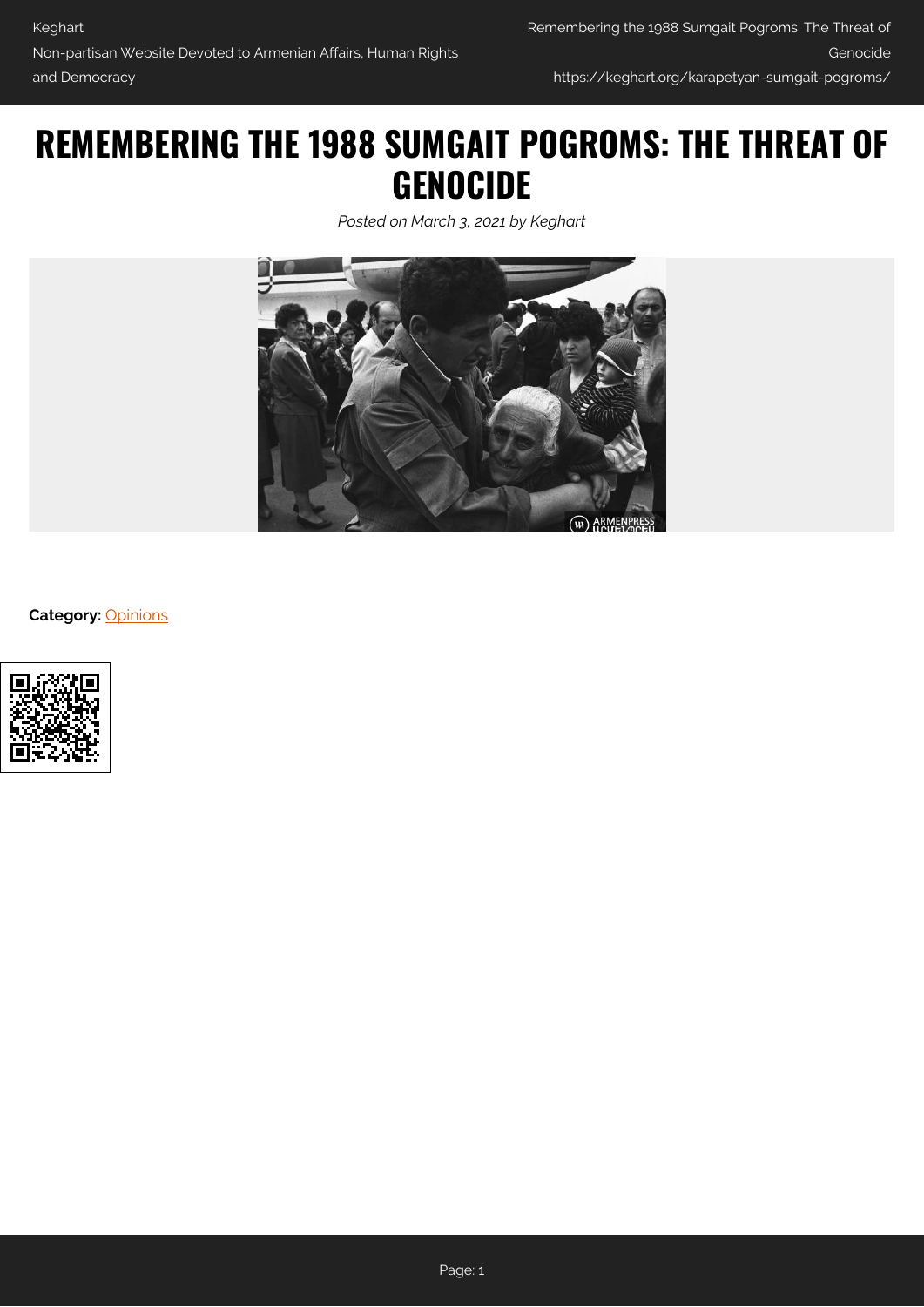# REMEMBERING THE 1988 SUMGAIT POGROMS: THE THREAT OF GENOCIDE

*Posted on March 3, 2021 by Keghart*

**Category:** Opinions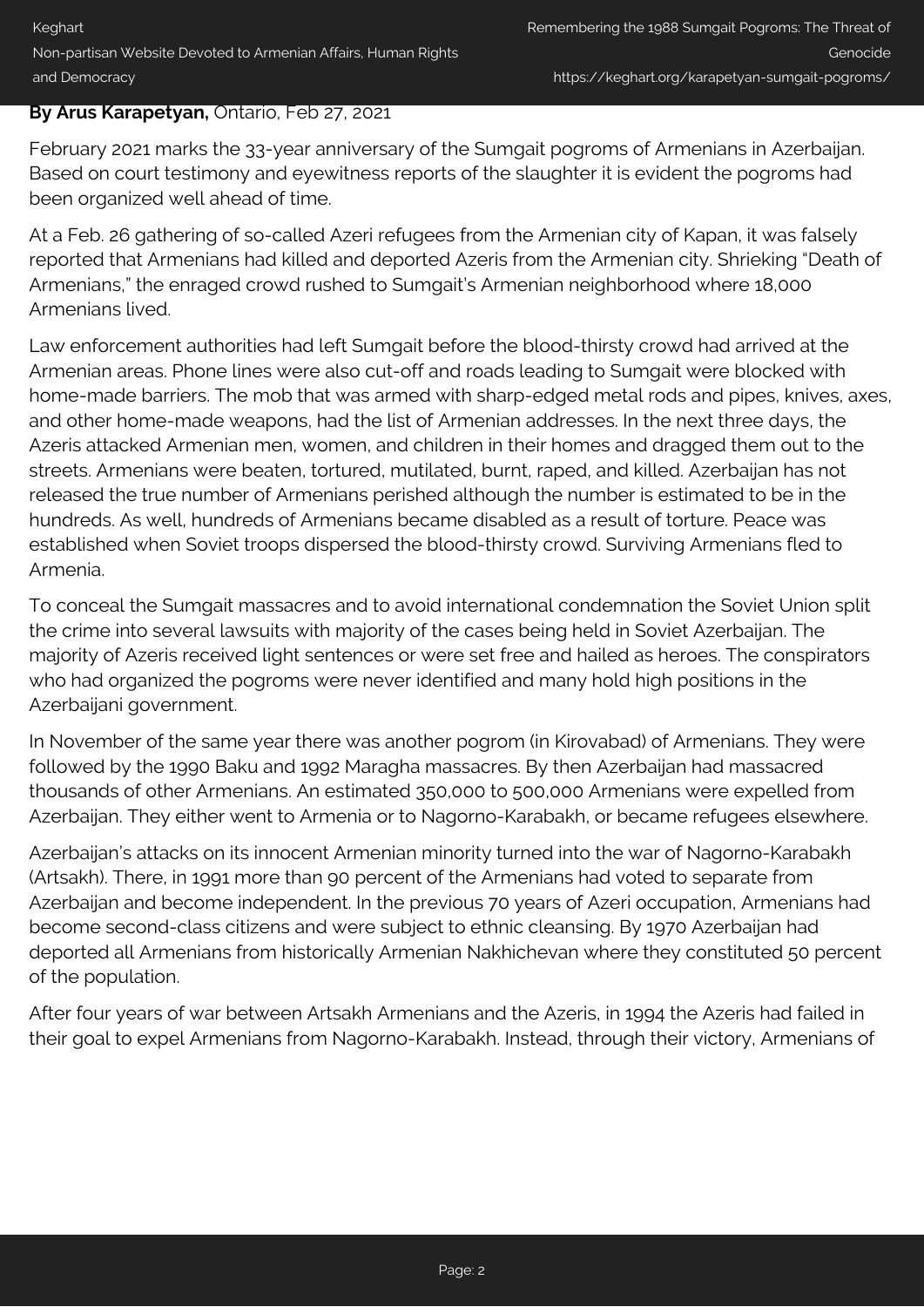**By Arus Karapetyan,** Ontario, Feb 27, 2021

February 2021 marks the 33-year anniversary of the Sumgait pogroms of Armenians in Azerbaijan. Based on court testimony and eyewitness reports of the slaughter it is evident the pogroms had been organized well ahead of time.

At a Feb. 26 gathering of so-called Azeri refugees from the Armenian city of Kapan, it was falsely reported that Armenians had killed and deported Azeris from the Armenian city. Shrieking "Death of Armenians," the enraged crowd rushed to Sumgait's Armenian neighborhood where 18,000 Armenians lived.

Law enforcement authorities had left Sumgait before the blood-thirsty crowd had arrived at the Armenian areas. Phone lines were also cut-off and roads leading to Sumgait were blocked with home-made barriers. The mob that was armed with sharp-edged metal rods and pipes, knives, axes, and other home-made weapons, had the list of Armenian addresses. In the next three days, the Azeris attacked Armenian men, women, and children in their homes and dragged them out to the streets. Armenians were beaten, tortured, mutilated, burnt, raped, and killed. Azerbaijan has not released the true number of Armenians perished although the number is estimated to be in the hundreds. As well, hundreds of Armenians became disabled as a result of torture. Peace was established when Soviet troops dispersed the blood-thirsty crowd. Surviving Armenians fled to Armenia.

To conceal the Sumgait massacres and to avoid international condemnation the Soviet Union split the crime into several lawsuits with majority of the cases being held in Soviet Azerbaijan. The majority of Azeris received light sentences or were set free and hailed as heroes. The conspirators who had organized the pogroms were never identified and many hold high positions in the Azerbaijani government.

In November of the same year there was another pogrom (in Kirovabad) of Armenians. They were followed by the 1990 Baku and 1992 Maragha massacres. By then Azerbaijan had massacred thousands of other Armenians. An estimated 350,000 to 500,000 Armenians were expelled from Azerbaijan. They either went to Armenia or to Nagorno-Karabakh, or became refugees elsewhere.

Azerbaijan's attacks on its innocent Armenian minority turned into the war of Nagorno-Karabakh (Artsakh). There, in 1991 more than 90 percent of the Armenians had voted to separate from Azerbaijan and become independent. In the previous 70 years of Azeri occupation, Armenians had become second-class citizens and were subject to ethnic cleansing. By 1970 Azerbaijan had deported all Armenians from historically Armenian Nakhichevan where they constituted 50 percent of the population.

After four years of war between Artsakh Armenians and the Azeris, in 1994 the Azeris had failed in their goal to expel Armenians from Nagorno-Karabakh. Instead, through their victory, Armenians of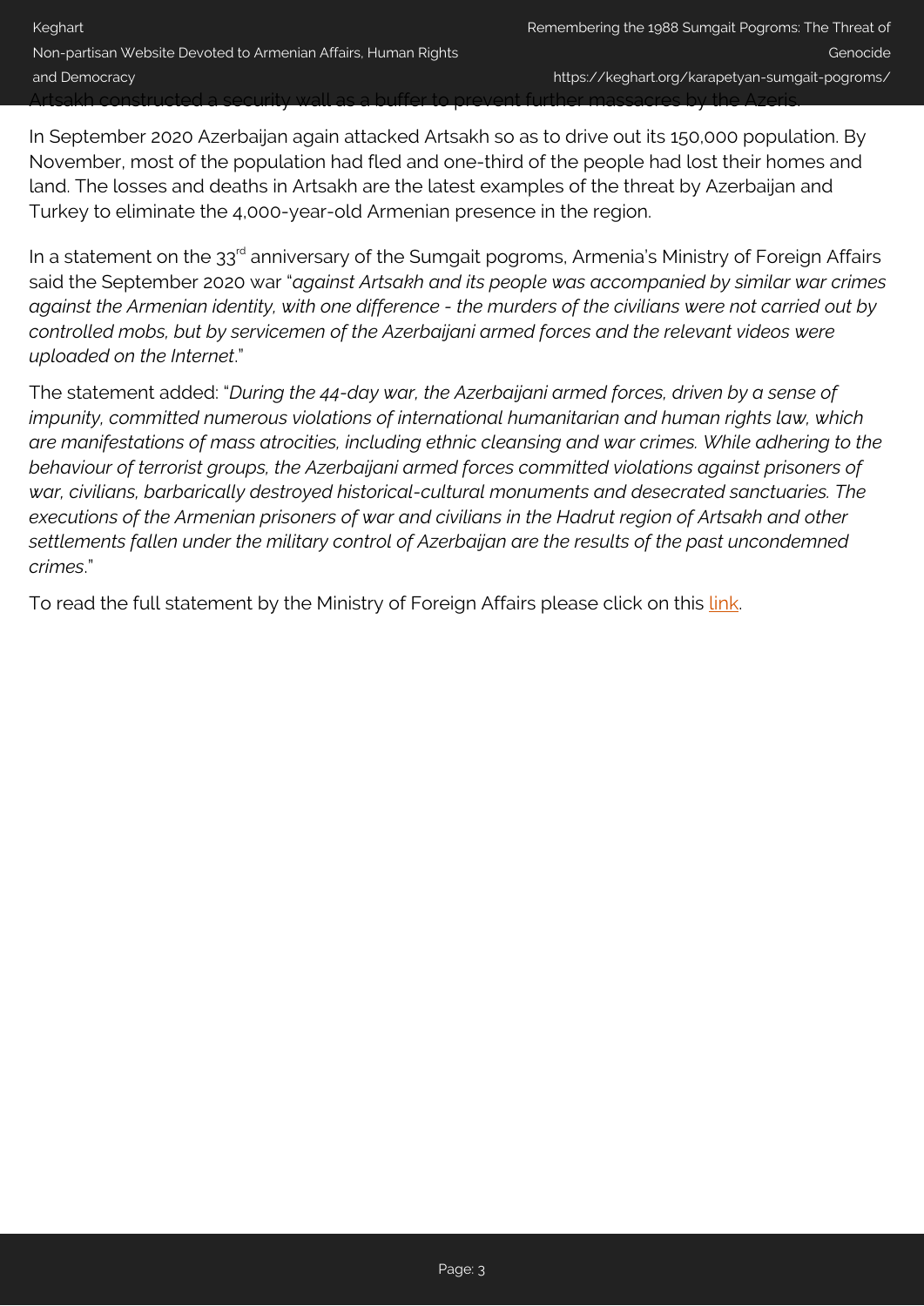Artsakh constructed a security wall as a buffer to prevent further massacres by the Azeris.

In September 2020 Azerbaijan again attacked Artsakh so as to drive out its 150,000 population. By November, most of the population had fled and one-third of the people had lost their homes and land. The losses and deaths in Artsakh are the latest examples of the threat by Azerbaijan and Turkey to eliminate the 4,000-year-old Armenian presence in the region.

In a statement on the 33rd anniversary of the Sumgait pogroms, Armenia's Ministry of Foreign Affairs said the September 2020 war "*against Artsakh and its people was accompanied by similar war crimes against the Armenian identity, with one difference - the murders of the civilians were not carried out by controlled mobs, but by servicemen of the Azerbaijani armed forces and the relevant videos were uploaded on the Internet*."

The statement added: "*During the 44-day war, the Azerbaijani armed forces, driven by a sense of impunity, committed numerous violations of international humanitarian and human rights law, which are manifestations of mass atrocities, including ethnic cleansing and war crimes. While adhering to the behaviour of terrorist groups, the Azerbaijani armed forces committed violations against prisoners of war, civilians, barbarically destroyed historical-cultural monuments and desecrated sanctuaries. The executions of the Armenian prisoners of war and civilians in the Hadrut region of Artsakh and other settlements fallen under the military control of Azerbaijan are the results of the past uncondemned crimes*."

To read the full statement by the Ministry of Foreign Affairs please click on this link.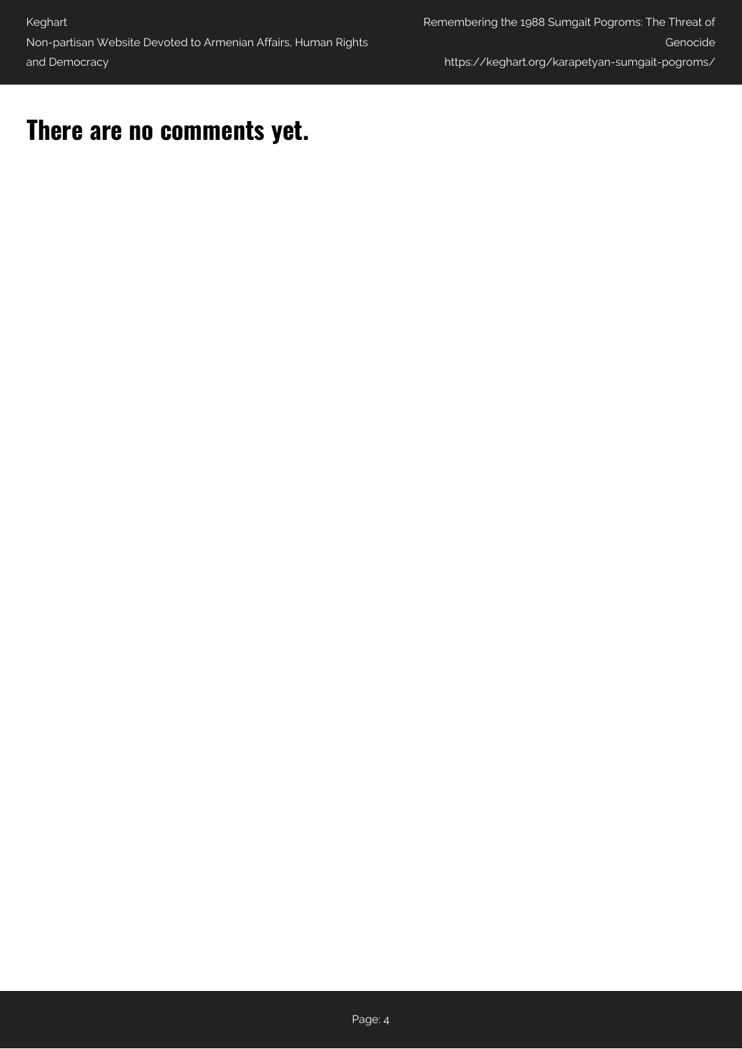## There are no comments yet.